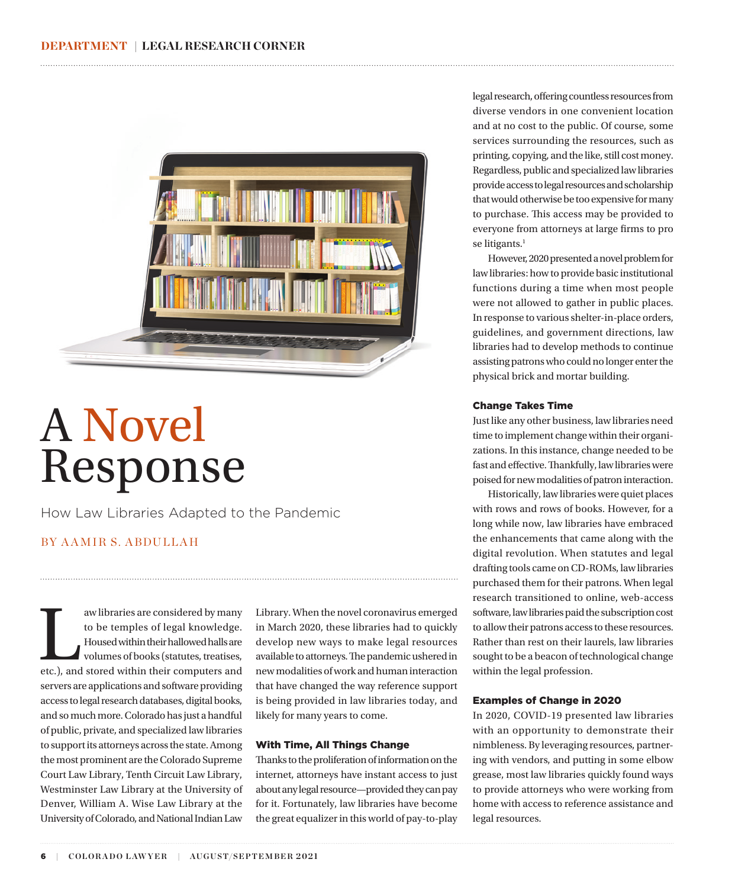# A Novel Response

## How Law Libraries Adapted to the Pandemic

BY AAMIR S. ABDULLAH

Law libraries are considered by many to be temples of legal knowledge. Housed within their hallowed halls are volumes of books (statutes, treatises, etc.), and stored within their computers and servers are applications and software providing access to legal research databases, digital books, and so much more. Colorado has just a handful of public, private, and specialized law libraries to support its attorneys across the state. Among the most prominent are the Colorado Supreme Court Law Library, Tenth Circuit Law Library, Westminster Law Library at the University of Denver, William A. Wise Law Library at the University of Colorado, and National Indian Law Library. When the novel coronavirus emerged in March 2020, these libraries had to quickly develop new ways to make legal resources available to attorneys. The pandemic ushered in new modalities of work and human interaction that have changed the way reference support is being provided in law libraries today, and likely for many years to come.

### With Time, All Things Change

Thanks to the proliferation of information on the internet, attorneys have instant access to just about any legal resource—provided they can pay for it. Fortunately, law libraries have become the great equalizer in this world of pay-to-play legal research, offering countless resources from diverse vendors in one convenient location and at no cost to the public. Of course, some services surrounding the resources, such as printing, copying, and the like, still cost money. Regardless, public and specialized law libraries provide access to legal resources and scholarship that would otherwise be too expensive for many to purchase. This access may be provided to everyone from attorneys at large firms to pro se litigants.[1]

However, 2020 presented a novel problem for law libraries: how to provide basic institutional functions during a time when most people were not allowed to gather in public places. In response to various shelter-in-place orders, guidelines, and government directions, law libraries had to develop methods to continue assisting patrons who could no longer enter the physical brick and mortar building.

### Change Takes Time

Just like any other business, law libraries need time to implement change within their organizations. In this instance, change needed to be fast and effective. Thankfully, law libraries were poised for new modalities of patron interaction.

Historically, law libraries were quiet places with rows and rows of books. However, for a long while now, law libraries have embraced the enhancements that came along with the digital revolution. When statutes and legal drafting tools came on CD-ROMs, law libraries purchased them for their patrons. When legal research transitioned to online, web-access software, law libraries paid the subscription cost to allow their patrons access to these resources. Rather than rest on their laurels, law libraries sought to be a beacon of technological change within the legal profession.

### Examples of Change in 2020

In 2020, COVID-19 presented law libraries with an opportunity to demonstrate their nimbleness. By leveraging resources, partnering with vendors, and putting in some elbow grease, most law libraries quickly found ways to provide attorneys who were working from home with access to reference assistance and legal resources.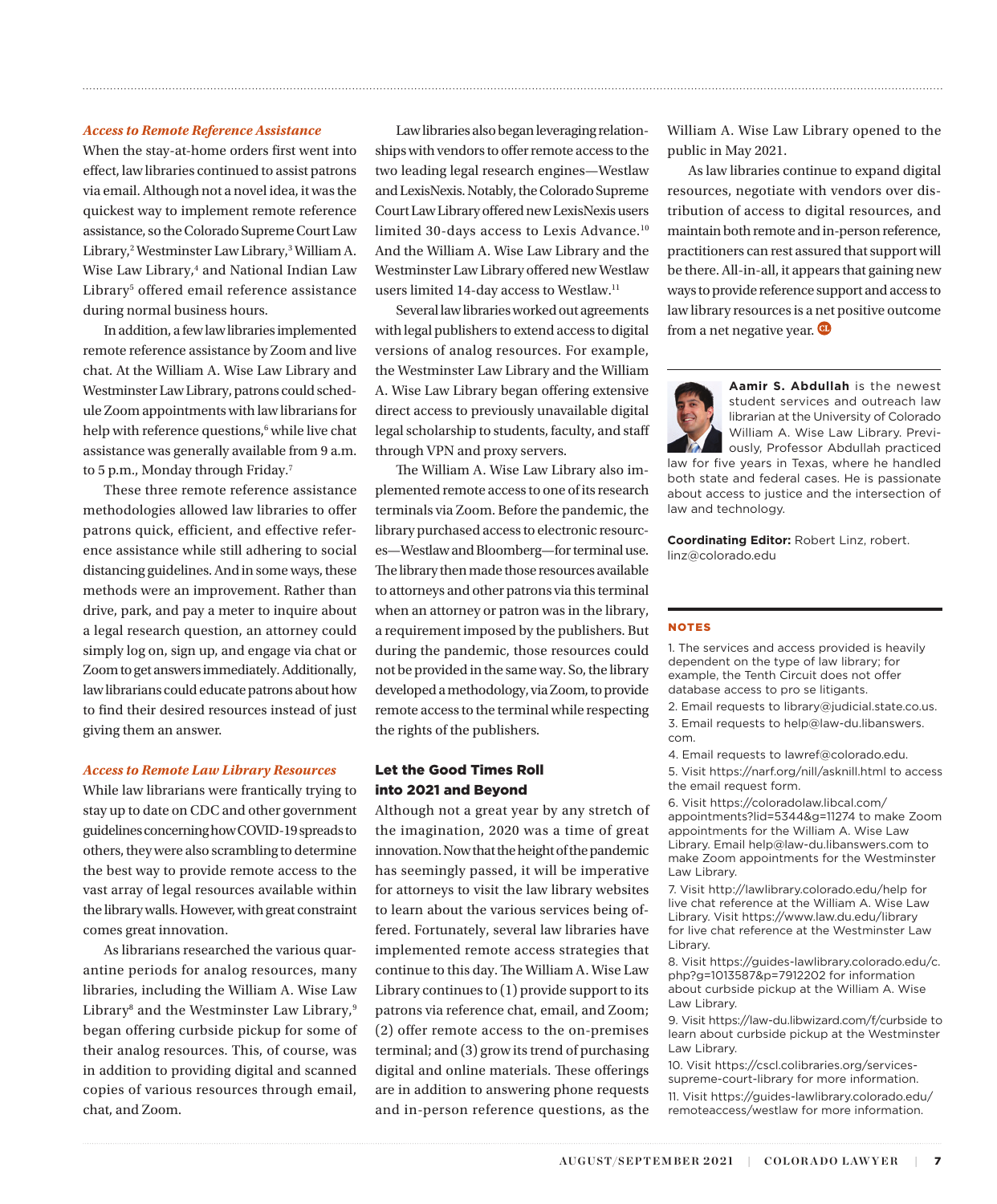### *Access to Remote Reference Assistance*

When the stay-at-home orders first went into effect, law libraries continued to assist patrons via email. Although not a novel idea, it was the quickest way to implement remote reference assistance, so the Colorado Supreme Court Law Library,[2] Westminster Law Library,[3] William A. Wise Law Library,[4] and National Indian Law Library[5] offered email reference assistance during normal business hours.

In addition, a few law libraries implemented remote reference assistance by Zoom and live chat. At the William A. Wise Law Library and Westminster Law Library, patrons could schedule Zoom appointments with law librarians for help with reference questions,[6] while live chat assistance was generally available from 9 a.m. to 5 p.m., Monday through Friday.[7]

These three remote reference assistance methodologies allowed law libraries to offer patrons quick, efficient, and effective reference assistance while still adhering to social distancing guidelines. And in some ways, these methods were an improvement. Rather than drive, park, and pay a meter to inquire about a legal research question, an attorney could simply log on, sign up, and engage via chat or Zoom to get answers immediately. Additionally, law librarians could educate patrons about how to find their desired resources instead of just giving them an answer.

### *Access to Remote Law Library Resources*

While law librarians were frantically trying to stay up to date on CDC and other government guidelines concerning how COVID-19 spreads to others, they were also scrambling to determine the best way to provide remote access to the vast array of legal resources available within the library walls. However, with great constraint comes great innovation.

As librarians researched the various quarantine periods for analog resources, many libraries, including the William A. Wise Law Library[8] and the Westminster Law Library,[9] began offering curbside pickup for some of their analog resources. This, of course, was in addition to providing digital and scanned copies of various resources through email, chat, and Zoom.

Law libraries also began leveraging relationships with vendors to offer remote access to the two leading legal research engines—Westlaw and LexisNexis. Notably, the Colorado Supreme Court Law Library offered new LexisNexis users limited 30-days access to Lexis Advance.[10] And the William A. Wise Law Library and the Westminster Law Library offered new Westlaw users limited 14-day access to Westlaw.[11]

Several law libraries worked out agreements with legal publishers to extend access to digital versions of analog resources. For example, the Westminster Law Library and the William A. Wise Law Library began offering extensive direct access to previously unavailable digital legal scholarship to students, faculty, and staff through VPN and proxy servers.

The William A. Wise Law Library also implemented remote access to one of its research terminals via Zoom. Before the pandemic, the library purchased access to electronic resources—Westlaw and Bloomberg—for terminal use. The library then made those resources available to attorneys and other patrons via this terminal when an attorney or patron was in the library, a requirement imposed by the publishers. But during the pandemic, those resources could not be provided in the same way. So, the library developed a methodology, via Zoom, to provide remote access to the terminal while respecting the rights of the publishers.

## Let the Good Times Roll into 2021 and Beyond

Although not a great year by any stretch of the imagination, 2020 was a time of great innovation. Now that the height of the pandemic has seemingly passed, it will be imperative for attorneys to visit the law library websites to learn about the various services being offered. Fortunately, several law libraries have implemented remote access strategies that continue to this day. The William A. Wise Law Library continues to (1) provide support to its patrons via reference chat, email, and Zoom; (2) offer remote access to the on-premises terminal; and (3) grow its trend of purchasing digital and online materials. These offerings are in addition to answering phone requests and in-person reference questions, as the William A. Wise Law Library opened to the public in May 2021.

As law libraries continue to expand digital resources, negotiate with vendors over distribution of access to digital resources, and maintain both remote and in-person reference, practitioners can rest assured that support will be there. All-in-all, it appears that gaining new ways to provide reference support and access to law library resources is a net positive outcome from a net negative year.

**Aamir S. Abdullah** is the newest student services and outreach law librarian at the University of Colorado William A. Wise Law Library. Previously, Professor Abdullah practiced law for five years in Texas, where he handled both state and federal cases. He is passionate about access to justice and the intersection of law and technology.

**Coordinating Editor:** Robert Linz, robert.linz@colorado.edu

## NOTES

1. The services and access provided is heavily dependent on the type of law library; for example, the Tenth Circuit does not offer database access to pro se litigants.
2. Email requests to library@judicial.state.co.us.
3. Email requests to help@law-du.libanswers.com.
4. Email requests to lawref@colorado.edu.
5. Visit https://narf.org/nill/asknill.html to access the email request form.
6. Visit https://coloradolaw.libcal.com/appointments?lid=5344&g=11274 to make Zoom appointments for the William A. Wise Law Library. Email help@law-du.libanswers.com to make Zoom appointments for the Westminster Law Library.
7. Visit http://lawlibrary.colorado.edu/help for live chat reference at the William A. Wise Law Library. Visit https://www.law.du.edu/library for live chat reference at the Westminster Law Library.
8. Visit https://guides-lawlibrary.colorado.edu/c.php?g=1013587&p=7912202 for information about curbside pickup at the William A. Wise Law Library.
9. Visit https://law-du.libwizard.com/f/curbside to learn about curbside pickup at the Westminster Law Library.
10. Visit https://cscl.colibraries.org/services-supreme-court-library for more information.
11. Visit https://guides-lawlibrary.colorado.edu/remoteaccess/westlaw for more information.